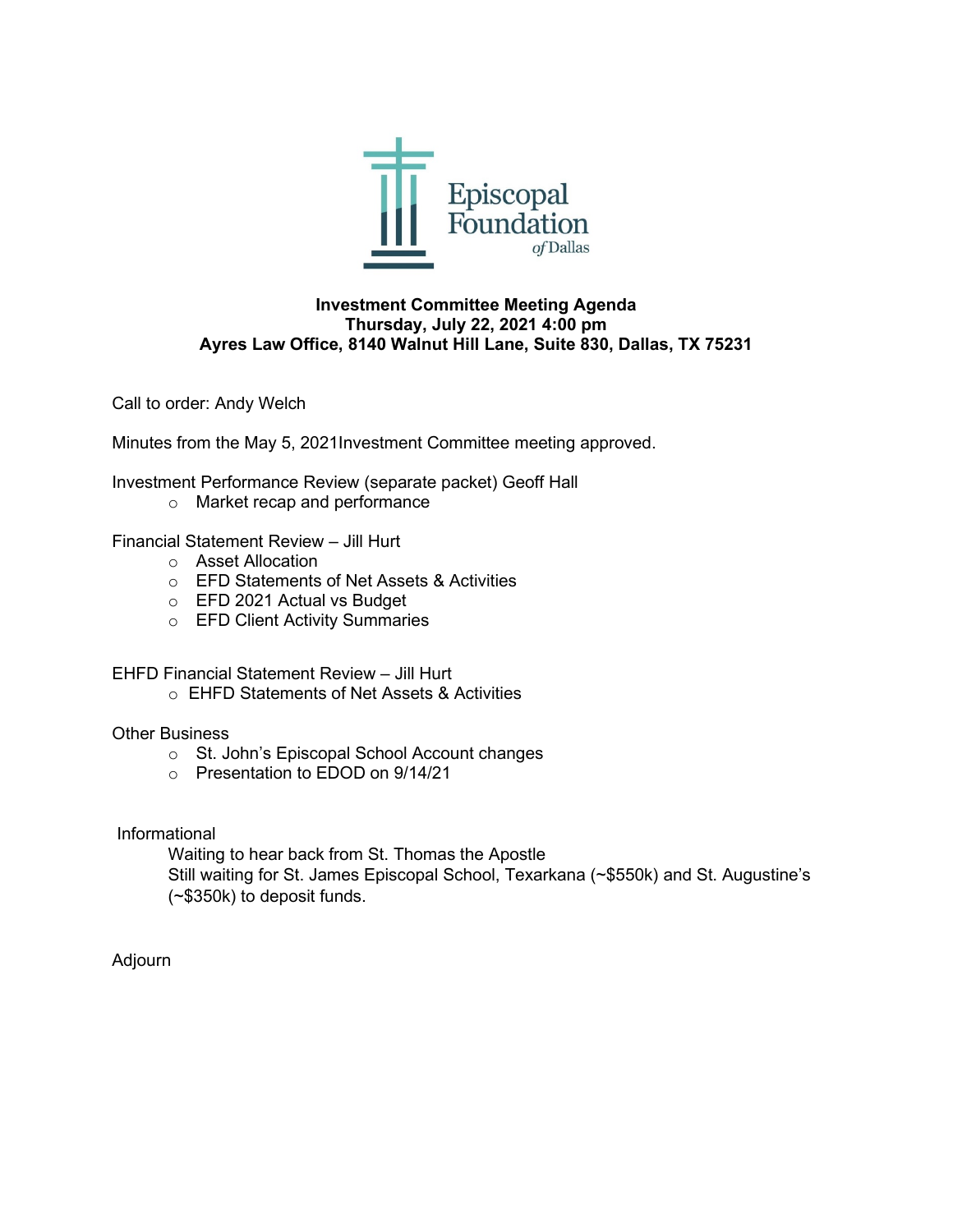Episcopal Foundation *of* Dallas

**Investment Committee Meeting Agenda**
**Thursday, July 22, 2021 4:00 pm**
**Ayres Law Office, 8140 Walnut Hill Lane, Suite 830, Dallas, TX 75231**

Call to order: Andy Welch

Minutes from the May 5, 2021Investment Committee meeting approved.

Investment Performance Review (separate packet) Geoff Hall

- Market recap and performance

Financial Statement Review – Jill Hurt

- Asset Allocation
- EFD Statements of Net Assets & Activities
- EFD 2021 Actual vs Budget
- EFD Client Activity Summaries

EHFD Financial Statement Review – Jill Hurt

- EHFD Statements of Net Assets & Activities

Other Business

- St. John's Episcopal School Account changes
- Presentation to EDOD on 9/14/21

Informational

Waiting to hear back from St. Thomas the Apostle
Still waiting for St. James Episcopal School, Texarkana (~$550k) and St. Augustine's (~$350k) to deposit funds.

Adjourn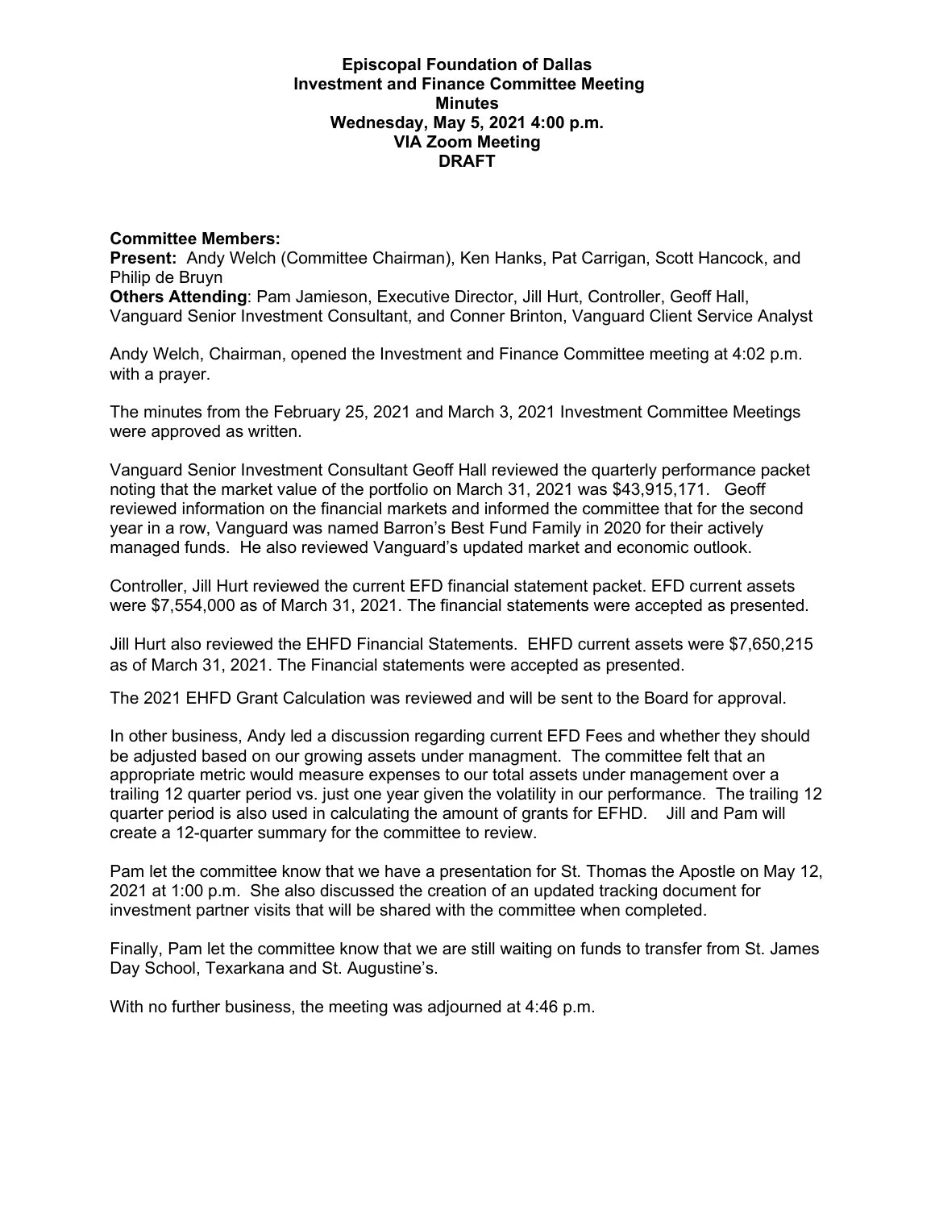**Episcopal Foundation of Dallas**
**Investment and Finance Committee Meeting**
**Minutes**
**Wednesday, May 5, 2021 4:00 p.m.**
**VIA Zoom Meeting**
**DRAFT**

**Committee Members:**
**Present:** Andy Welch (Committee Chairman), Ken Hanks, Pat Carrigan, Scott Hancock, and Philip de Bruyn
**Others Attending**: Pam Jamieson, Executive Director, Jill Hurt, Controller, Geoff Hall, Vanguard Senior Investment Consultant, and Conner Brinton, Vanguard Client Service Analyst

Andy Welch, Chairman, opened the Investment and Finance Committee meeting at 4:02 p.m. with a prayer.

The minutes from the February 25, 2021 and March 3, 2021 Investment Committee Meetings were approved as written.

Vanguard Senior Investment Consultant Geoff Hall reviewed the quarterly performance packet noting that the market value of the portfolio on March 31, 2021 was $43,915,171. Geoff reviewed information on the financial markets and informed the committee that for the second year in a row, Vanguard was named Barron's Best Fund Family in 2020 for their actively managed funds. He also reviewed Vanguard's updated market and economic outlook.

Controller, Jill Hurt reviewed the current EFD financial statement packet. EFD current assets were $7,554,000 as of March 31, 2021. The financial statements were accepted as presented.

Jill Hurt also reviewed the EHFD Financial Statements. EHFD current assets were $7,650,215 as of March 31, 2021. The Financial statements were accepted as presented.

The 2021 EHFD Grant Calculation was reviewed and will be sent to the Board for approval.

In other business, Andy led a discussion regarding current EFD Fees and whether they should be adjusted based on our growing assets under managment. The committee felt that an appropriate metric would measure expenses to our total assets under management over a trailing 12 quarter period vs. just one year given the volatility in our performance. The trailing 12 quarter period is also used in calculating the amount of grants for EFHD. Jill and Pam will create a 12-quarter summary for the committee to review.

Pam let the committee know that we have a presentation for St. Thomas the Apostle on May 12, 2021 at 1:00 p.m. She also discussed the creation of an updated tracking document for investment partner visits that will be shared with the committee when completed.

Finally, Pam let the committee know that we are still waiting on funds to transfer from St. James Day School, Texarkana and St. Augustine's.

With no further business, the meeting was adjourned at 4:46 p.m.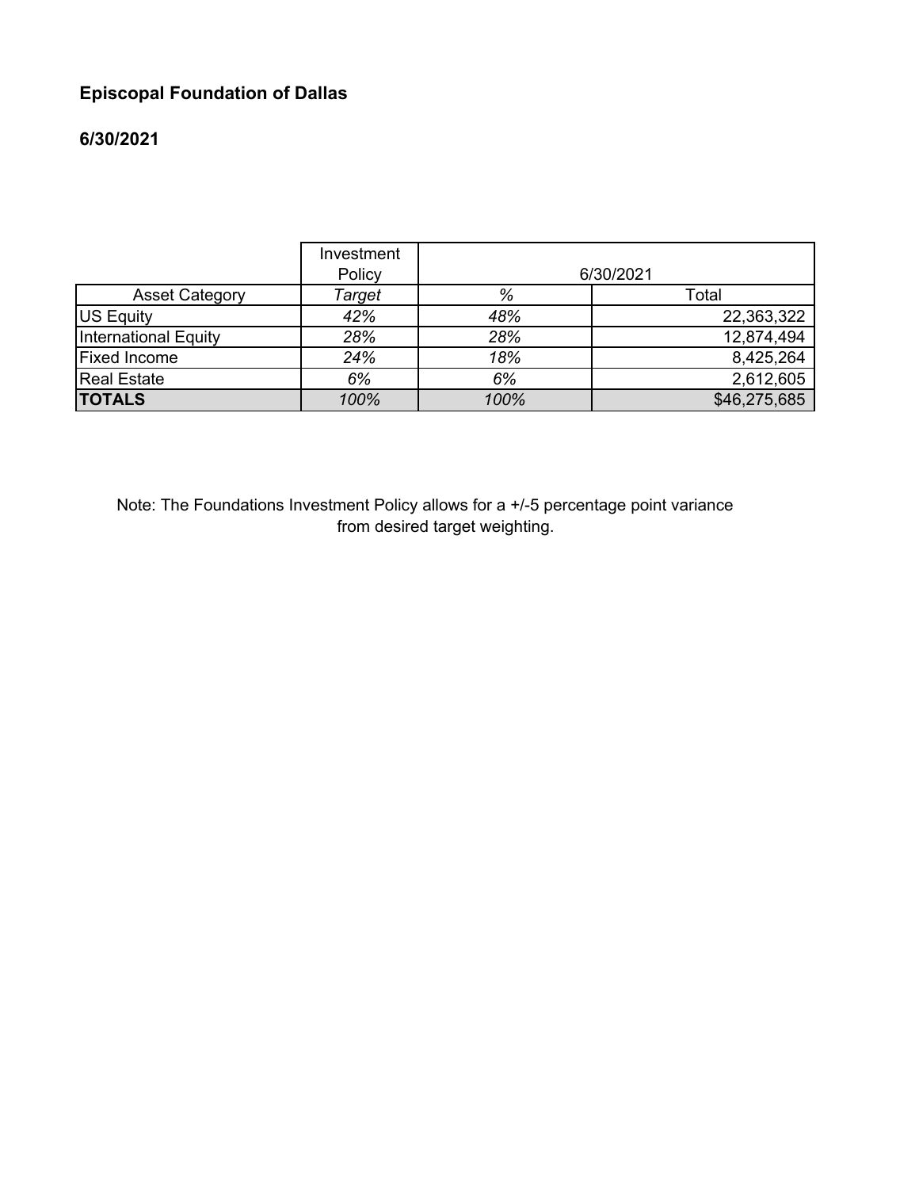**Episcopal Foundation of Dallas**

**6/30/2021**

| | Investment Policy | 6/30/2021 | |
|---|---|---|---|
| Asset Category | *Target* | *%* | Total |
| US Equity | *42%* | *48%* | 22,363,322 |
| International Equity | *28%* | *28%* | 12,874,494 |
| Fixed Income | *24%* | *18%* | 8,425,264 |
| Real Estate | *6%* | *6%* | 2,612,605 |
| **TOTALS** | *100%* | *100%* | $46,275,685 |

Note: The Foundations Investment Policy allows for a +/-5 percentage point variance from desired target weighting.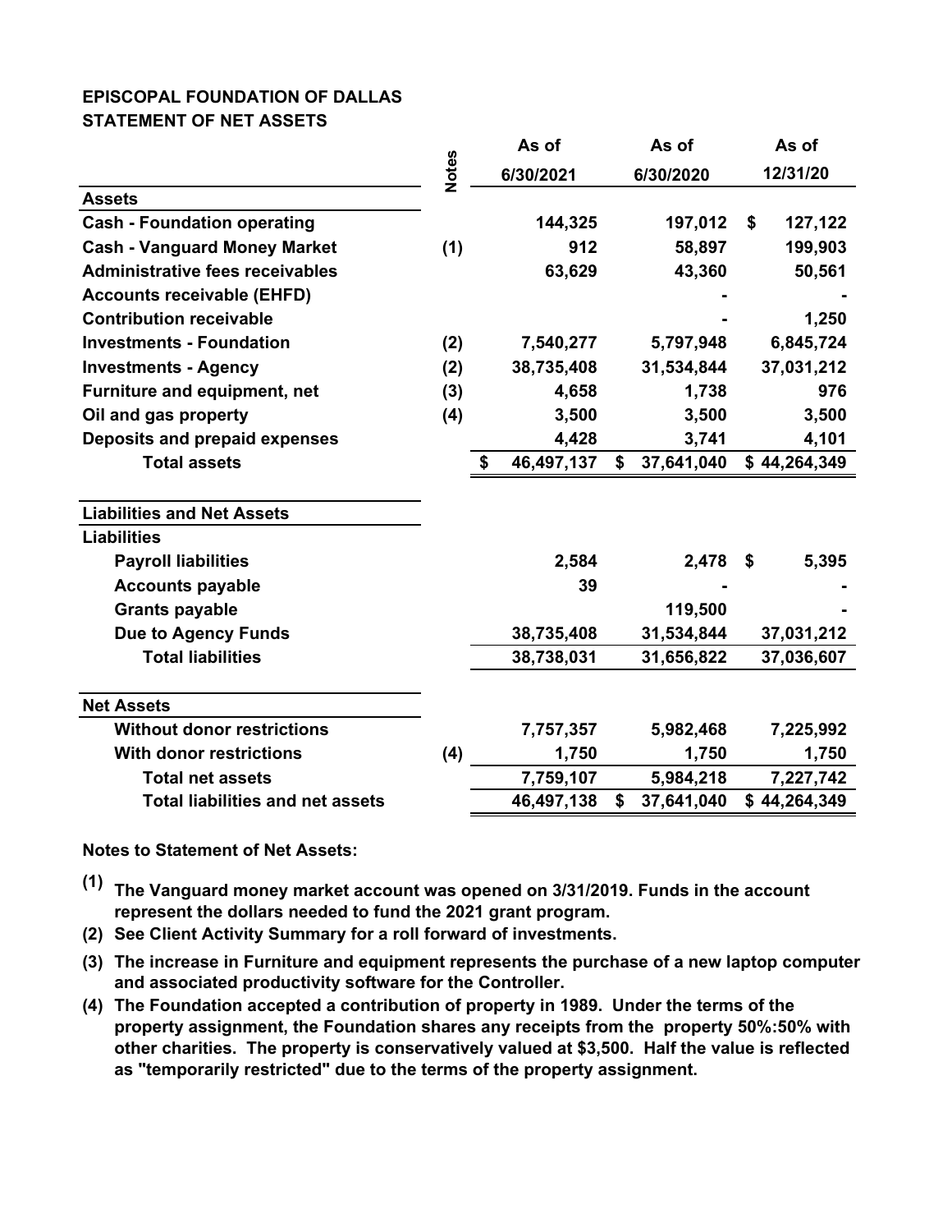**EPISCOPAL FOUNDATION OF DALLAS**
**STATEMENT OF NET ASSETS**

| | Notes | As of 6/30/2021 | As of 6/30/2020 | As of 12/31/20 |
|---|---|---|---|---|
| **Assets** | | | | |
| **Cash - Foundation operating** | | 144,325 | 197,012 | $ 127,122 |
| **Cash - Vanguard Money Market** | (1) | 912 | 58,897 | 199,903 |
| **Administrative fees receivables** | | 63,629 | 43,360 | 50,561 |
| **Accounts receivable (EHFD)** | | | - | - |
| **Contribution receivable** | | | - | 1,250 |
| **Investments - Foundation** | (2) | 7,540,277 | 5,797,948 | 6,845,724 |
| **Investments - Agency** | (2) | 38,735,408 | 31,534,844 | 37,031,212 |
| **Furniture and equipment, net** | (3) | 4,658 | 1,738 | 976 |
| **Oil and gas property** | (4) | 3,500 | 3,500 | 3,500 |
| **Deposits and prepaid expenses** | | 4,428 | 3,741 | 4,101 |
| **Total assets** | | $ 46,497,137 | $ 37,641,040 | $ 44,264,349 |
| | | | | |
| **Liabilities and Net Assets** | | | | |
| **Liabilities** | | | | |
| **Payroll liabilities** | | 2,584 | 2,478 | $ 5,395 |
| **Accounts payable** | | 39 | - | - |
| **Grants payable** | | | 119,500 | - |
| **Due to Agency Funds** | | 38,735,408 | 31,534,844 | 37,031,212 |
| **Total liabilities** | | 38,738,031 | 31,656,822 | 37,036,607 |
| | | | | |
| **Net Assets** | | | | |
| **Without donor restrictions** | | 7,757,357 | 5,982,468 | 7,225,992 |
| **With donor restrictions** | (4) | 1,750 | 1,750 | 1,750 |
| **Total net assets** | | 7,759,107 | 5,984,218 | 7,227,742 |
| **Total liabilities and net assets** | | 46,497,138 | $ 37,641,040 | $ 44,264,349 |

**Notes to Statement of Net Assets:**

**(1)** **The Vanguard money market account was opened on 3/31/2019. Funds in the account represent the dollars needed to fund the 2021 grant program.**

**(2)** **See Client Activity Summary for a roll forward of investments.**

**(3)** **The increase in Furniture and equipment represents the purchase of a new laptop computer and associated productivity software for the Controller.**

**(4)** **The Foundation accepted a contribution of property in 1989. Under the terms of the property assignment, the Foundation shares any receipts from the property 50%:50% with other charities. The property is conservatively valued at $3,500. Half the value is reflected as "temporarily restricted" due to the terms of the property assignment.**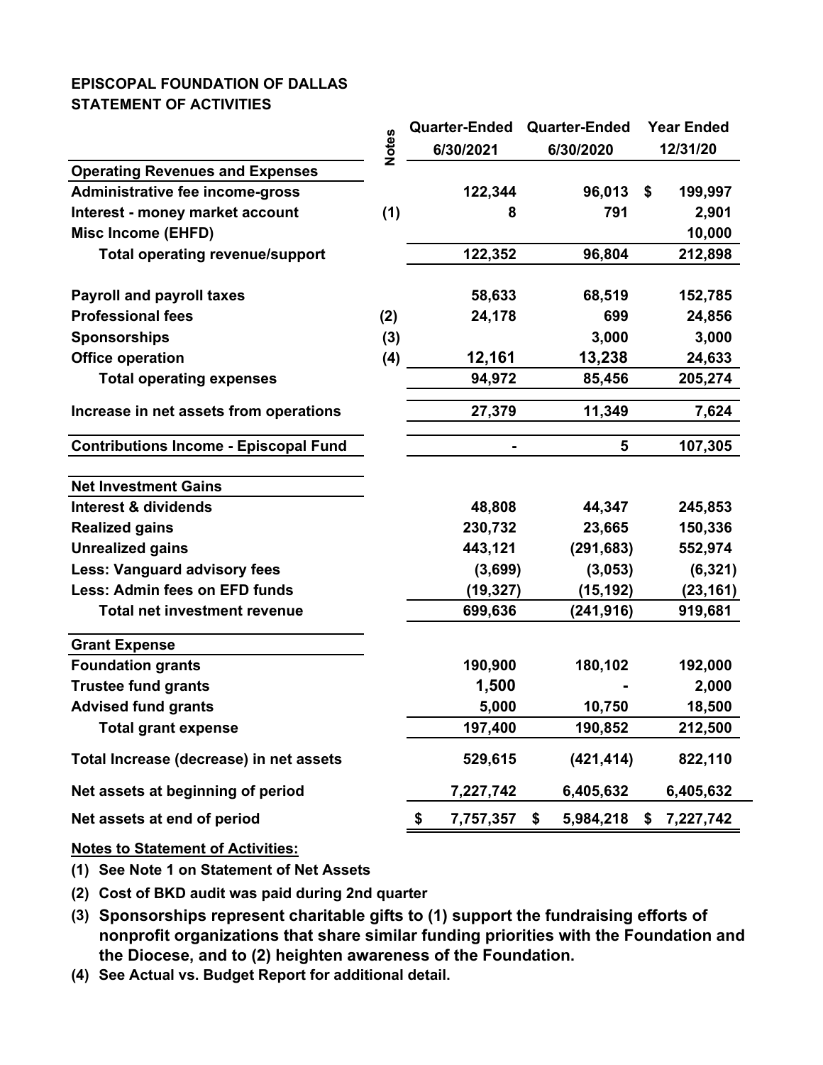**EPISCOPAL FOUNDATION OF DALLAS**
**STATEMENT OF ACTIVITIES**

| | Notes | Quarter-Ended 6/30/2021 | Quarter-Ended 6/30/2020 | Year Ended 12/31/20 |
|---|---|---|---|---|
| **Operating Revenues and Expenses** | | | | |
| Administrative fee income-gross | | 122,344 | 96,013 | $ 199,997 |
| Interest - money market account | (1) | 8 | 791 | 2,901 |
| Misc Income (EHFD) | | | | 10,000 |
| Total operating revenue/support | | 122,352 | 96,804 | 212,898 |
| | | | | |
| Payroll and payroll taxes | | 58,633 | 68,519 | 152,785 |
| Professional fees | (2) | 24,178 | 699 | 24,856 |
| Sponsorships | (3) | | 3,000 | 3,000 |
| Office operation | (4) | 12,161 | 13,238 | 24,633 |
| Total operating expenses | | 94,972 | 85,456 | 205,274 |
| | | | | |
| Increase in net assets from operations | | 27,379 | 11,349 | 7,624 |
| | | | | |
| **Contributions Income - Episcopal Fund** | | - | 5 | 107,305 |
| | | | | |
| **Net Investment Gains** | | | | |
| Interest & dividends | | 48,808 | 44,347 | 245,853 |
| Realized gains | | 230,732 | 23,665 | 150,336 |
| Unrealized gains | | 443,121 | (291,683) | 552,974 |
| Less: Vanguard advisory fees | | (3,699) | (3,053) | (6,321) |
| Less: Admin fees on EFD funds | | (19,327) | (15,192) | (23,161) |
| Total net investment revenue | | 699,636 | (241,916) | 919,681 |
| | | | | |
| **Grant Expense** | | | | |
| Foundation grants | | 190,900 | 180,102 | 192,000 |
| Trustee fund grants | | 1,500 | - | 2,000 |
| Advised fund grants | | 5,000 | 10,750 | 18,500 |
| Total grant expense | | 197,400 | 190,852 | 212,500 |
| | | | | |
| Total Increase (decrease) in net assets | | 529,615 | (421,414) | 822,110 |
| | | | | |
| Net assets at beginning of period | | 7,227,742 | 6,405,632 | 6,405,632 |
| | | | | |
| Net assets at end of period | | $ 7,757,357 | $ 5,984,218 | $ 7,227,742 |

**Notes to Statement of Activities:**

(1) See Note 1 on Statement of Net Assets

(2) Cost of BKD audit was paid during 2nd quarter

(3) Sponsorships represent charitable gifts to (1) support the fundraising efforts of nonprofit organizations that share similar funding priorities with the Foundation and the Diocese, and to (2) heighten awareness of the Foundation.

(4) See Actual vs. Budget Report for additional detail.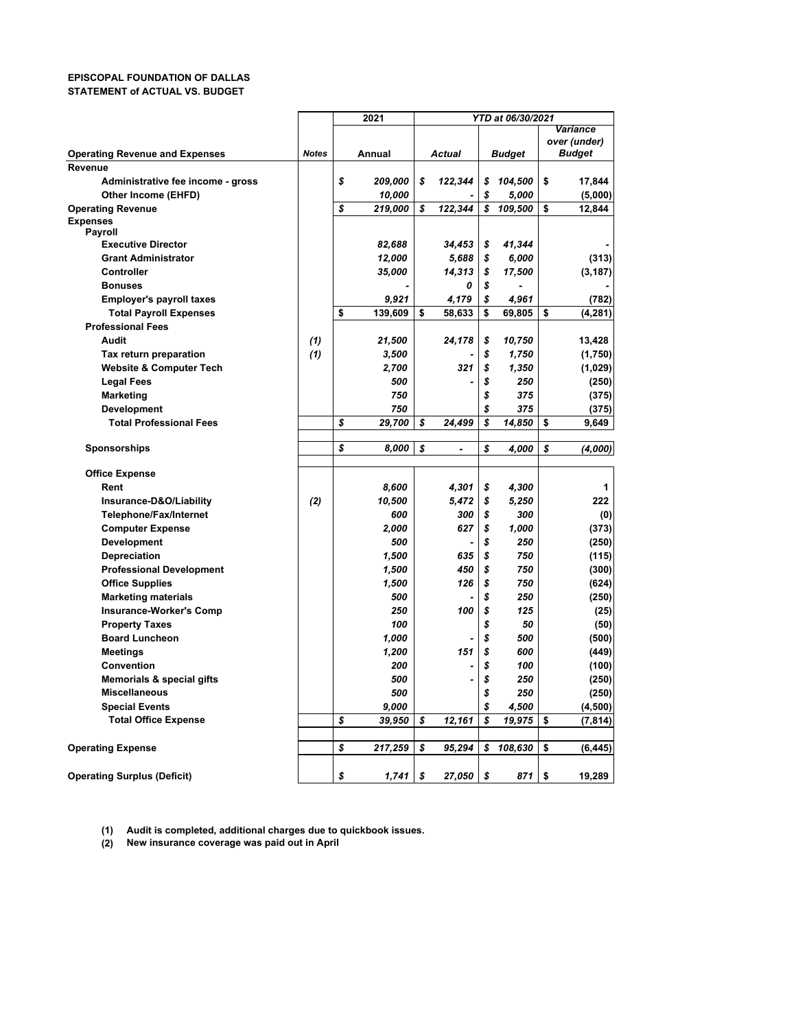**EPISCOPAL FOUNDATION OF DALLAS**
**STATEMENT of ACTUAL VS. BUDGET**

| Operating Revenue and Expenses | Notes | 2021 Annual | YTD at 06/30/2021 Actual | YTD at 06/30/2021 Budget | Variance over (under) Budget |
|---|---|---|---|---|---|
| **Revenue** | | | | | |
| Administrative fee income - gross | | $ 209,000 | $ 122,344 | $ 104,500 | $ 17,844 |
| Other Income (EHFD) | | 10,000 | - | $ 5,000 | (5,000) |
| **Operating Revenue** | | $ 219,000 | $ 122,344 | $ 109,500 | $ 12,844 |
| **Expenses** | | | | | |
| **Payroll** | | | | | |
| Executive Director | | 82,688 | 34,453 | $ 41,344 | - |
| Grant Administrator | | 12,000 | 5,688 | $ 6,000 | (313) |
| Controller | | 35,000 | 14,313 | $ 17,500 | (3,187) |
| Bonuses | | - | 0 | $ - | - |
| Employer's payroll taxes | | 9,921 | 4,179 | $ 4,961 | (782) |
| **Total Payroll Expenses** | | $ 139,609 | $ 58,633 | $ 69,805 | $ (4,281) |
| **Professional Fees** | | | | | |
| Audit | (1) | 21,500 | 24,178 | $ 10,750 | 13,428 |
| Tax return preparation | (1) | 3,500 | - | $ 1,750 | (1,750) |
| Website & Computer Tech | | 2,700 | 321 | $ 1,350 | (1,029) |
| Legal Fees | | 500 | - | $ 250 | (250) |
| Marketing | | 750 | | $ 375 | (375) |
| Development | | 750 | | $ 375 | (375) |
| **Total Professional Fees** | | $ 29,700 | $ 24,499 | $ 14,850 | $ 9,649 |
| **Sponsorships** | | $ 8,000 | $ - | $ 4,000 | $ (4,000) |
| **Office Expense** | | | | | |
| Rent | | 8,600 | 4,301 | $ 4,300 | 1 |
| Insurance-D&O/Liability | (2) | 10,500 | 5,472 | $ 5,250 | 222 |
| Telephone/Fax/Internet | | 600 | 300 | $ 300 | (0) |
| Computer Expense | | 2,000 | 627 | $ 1,000 | (373) |
| Development | | 500 | - | $ 250 | (250) |
| Depreciation | | 1,500 | 635 | $ 750 | (115) |
| Professional Development | | 1,500 | 450 | $ 750 | (300) |
| Office Supplies | | 1,500 | 126 | $ 750 | (624) |
| Marketing materials | | 500 | - | $ 250 | (250) |
| Insurance-Worker's Comp | | 250 | 100 | $ 125 | (25) |
| Property Taxes | | 100 | | $ 50 | (50) |
| Board Luncheon | | 1,000 | - | $ 500 | (500) |
| Meetings | | 1,200 | 151 | $ 600 | (449) |
| Convention | | 200 | - | $ 100 | (100) |
| Memorials & special gifts | | 500 | - | $ 250 | (250) |
| Miscellaneous | | 500 | | $ 250 | (250) |
| Special Events | | 9,000 | | $ 4,500 | (4,500) |
| **Total Office Expense** | | $ 39,950 | $ 12,161 | $ 19,975 | $ (7,814) |
| **Operating Expense** | | $ 217,259 | $ 95,294 | $ 108,630 | $ (6,445) |
| **Operating Surplus (Deficit)** | | $ 1,741 | $ 27,050 | $ 871 | $ 19,289 |

(1) Audit is completed, additional charges due to quickbook issues.
(2) New insurance coverage was paid out in April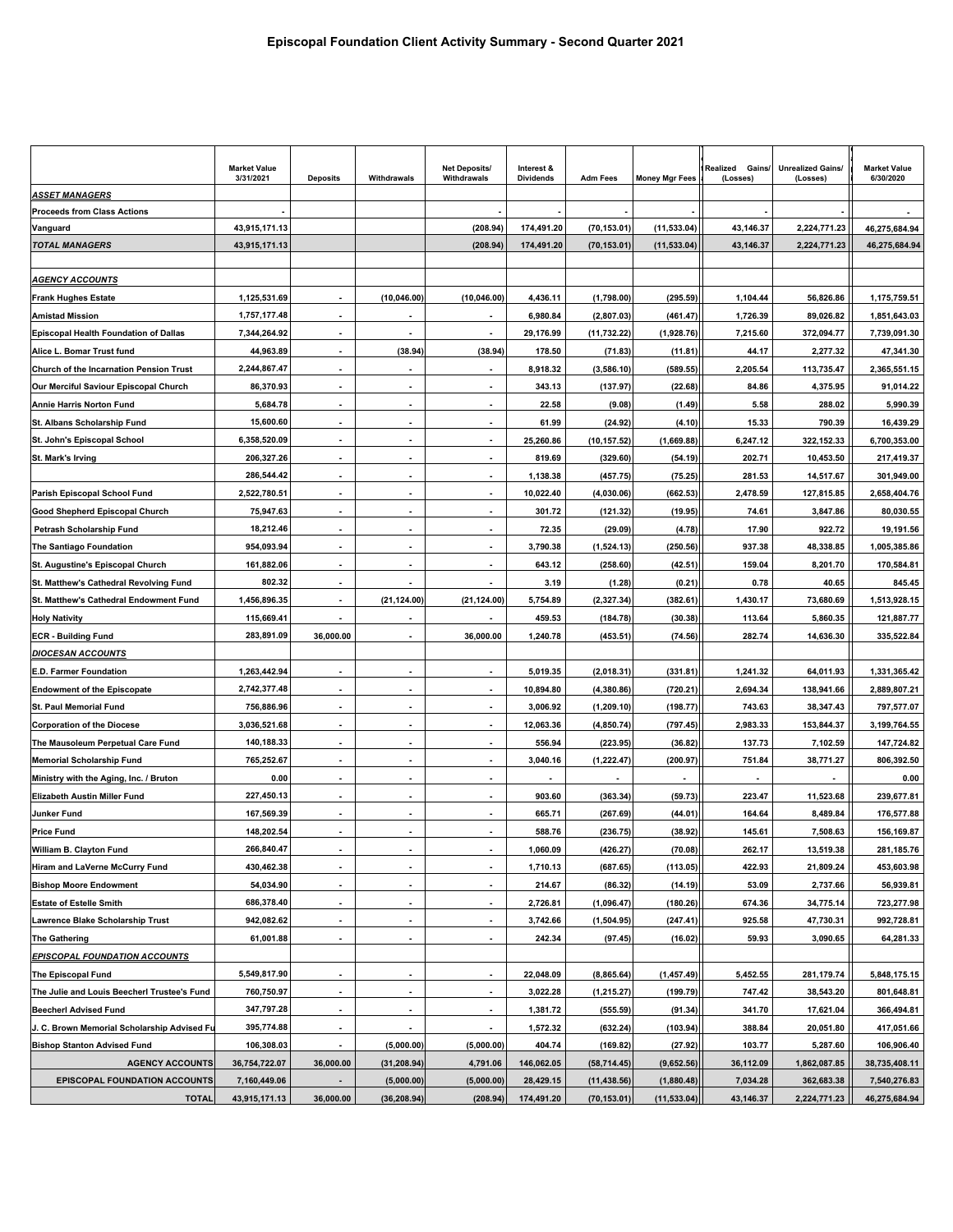# Episcopal Foundation Client Activity Summary - Second Quarter 2021

| | Market Value 3/31/2021 | Deposits | Withdrawals | Net Deposits/ Withdrawals | Interest & Dividends | Adm Fees | Money Mgr Fees | Realized Gains/ (Losses) | Unrealized Gains/ (Losses) | Market Value 6/30/2020 |
|---|---|---|---|---|---|---|---|---|---|---|
| ***ASSET MANAGERS*** | | | | | | | | | | |
| **Proceeds from Class Actions** | - | | | - | - | - | - | - | - | - |
| **Vanguard** | 43,915,171.13 | | | (208.94) | 174,491.20 | (70,153.01) | (11,533.04) | 43,146.37 | 2,224,771.23 | 46,275,684.94 |
| ***TOTAL MANAGERS*** | 43,915,171.13 | | | (208.94) | 174,491.20 | (70,153.01) | (11,533.04) | 43,146.37 | 2,224,771.23 | 46,275,684.94 |
| | | | | | | | | | | |
| ***AGENCY ACCOUNTS*** | | | | | | | | | | |
| **Frank Hughes Estate** | 1,125,531.69 | - | (10,046.00) | (10,046.00) | 4,436.11 | (1,798.00) | (295.59) | 1,104.44 | 56,826.86 | 1,175,759.51 |
| **Amistad Mission** | 1,757,177.48 | - | - | - | 6,980.84 | (2,807.03) | (461.47) | 1,726.39 | 89,026.82 | 1,851,643.03 |
| **Episcopal Health Foundation of Dallas** | 7,344,264.92 | - | - | - | 29,176.99 | (11,732.22) | (1,928.76) | 7,215.60 | 372,094.77 | 7,739,091.30 |
| **Alice L. Bomar Trust fund** | 44,963.89 | - | (38.94) | (38.94) | 178.50 | (71.83) | (11.81) | 44.17 | 2,277.32 | 47,341.30 |
| **Church of the Incarnation Pension Trust** | 2,244,867.47 | - | - | - | 8,918.32 | (3,586.10) | (589.55) | 2,205.54 | 113,735.47 | 2,365,551.15 |
| **Our Merciful Saviour Episcopal Church** | 86,370.93 | - | - | - | 343.13 | (137.97) | (22.68) | 84.86 | 4,375.95 | 91,014.22 |
| **Annie Harris Norton Fund** | 5,684.78 | - | - | - | 22.58 | (9.08) | (1.49) | 5.58 | 288.02 | 5,990.39 |
| **St. Albans Scholarship Fund** | 15,600.60 | - | - | - | 61.99 | (24.92) | (4.10) | 15.33 | 790.39 | 16,439.29 |
| **St. John's Episcopal School** | 6,358,520.09 | - | - | - | 25,260.86 | (10,157.52) | (1,669.88) | 6,247.12 | 322,152.33 | 6,700,353.00 |
| **St. Mark's Irving** | 206,327.26 | - | - | - | 819.69 | (329.60) | (54.19) | 202.71 | 10,453.50 | 217,419.37 |
| | 286,544.42 | - | - | - | 1,138.38 | (457.75) | (75.25) | 281.53 | 14,517.67 | 301,949.00 |
| **Parish Episcopal School Fund** | 2,522,780.51 | - | - | - | 10,022.40 | (4,030.06) | (662.53) | 2,478.59 | 127,815.85 | 2,658,404.76 |
| **Good Shepherd Episcopal Church** | 75,947.63 | - | - | - | 301.72 | (121.32) | (19.95) | 74.61 | 3,847.86 | 80,030.55 |
| **Petrash Scholarship Fund** | 18,212.46 | - | - | - | 72.35 | (29.09) | (4.78) | 17.90 | 922.72 | 19,191.56 |
| **The Santiago Foundation** | 954,093.94 | - | - | - | 3,790.38 | (1,524.13) | (250.56) | 937.38 | 48,338.85 | 1,005,385.86 |
| **St. Augustine's Episcopal Church** | 161,882.06 | - | - | - | 643.12 | (258.60) | (42.51) | 159.04 | 8,201.70 | 170,584.81 |
| **St. Matthew's Cathedral Revolving Fund** | 802.32 | - | - | - | 3.19 | (1.28) | (0.21) | 0.78 | 40.65 | 845.45 |
| **St. Matthew's Cathedral Endowment Fund** | 1,456,896.35 | - | (21,124.00) | (21,124.00) | 5,754.89 | (2,327.34) | (382.61) | 1,430.17 | 73,680.69 | 1,513,928.15 |
| **Holy Nativity** | 115,669.41 | - | - | - | 459.53 | (184.78) | (30.38) | 113.64 | 5,860.35 | 121,887.77 |
| **ECR - Building Fund** | 283,891.09 | 36,000.00 | - | 36,000.00 | 1,240.78 | (453.51) | (74.56) | 282.74 | 14,636.30 | 335,522.84 |
| ***DIOCESAN ACCOUNTS*** | | | | | | | | | | |
| **E.D. Farmer Foundation** | 1,263,442.94 | - | - | - | 5,019.35 | (2,018.31) | (331.81) | 1,241.32 | 64,011.93 | 1,331,365.42 |
| **Endowment of the Episcopate** | 2,742,377.48 | - | - | - | 10,894.80 | (4,380.86) | (720.21) | 2,694.34 | 138,941.66 | 2,889,807.21 |
| **St. Paul Memorial Fund** | 756,886.96 | - | - | - | 3,006.92 | (1,209.10) | (198.77) | 743.63 | 38,347.43 | 797,577.07 |
| **Corporation of the Diocese** | 3,036,521.68 | - | - | - | 12,063.36 | (4,850.74) | (797.45) | 2,983.33 | 153,844.37 | 3,199,764.55 |
| **The Mausoleum Perpetual Care Fund** | 140,188.33 | - | - | - | 556.94 | (223.95) | (36.82) | 137.73 | 7,102.59 | 147,724.82 |
| **Memorial Scholarship Fund** | 765,252.67 | - | - | - | 3,040.16 | (1,222.47) | (200.97) | 751.84 | 38,771.27 | 806,392.50 |
| **Ministry with the Aging, Inc. / Bruton** | 0.00 | - | - | - | - | - | - | - | - | 0.00 |
| **Elizabeth Austin Miller Fund** | 227,450.13 | - | - | - | 903.60 | (363.34) | (59.73) | 223.47 | 11,523.68 | 239,677.81 |
| **Junker Fund** | 167,569.39 | - | - | - | 665.71 | (267.69) | (44.01) | 164.64 | 8,489.84 | 176,577.88 |
| **Price Fund** | 148,202.54 | - | - | - | 588.76 | (236.75) | (38.92) | 145.61 | 7,508.63 | 156,169.87 |
| **William B. Clayton Fund** | 266,840.47 | - | - | - | 1,060.09 | (426.27) | (70.08) | 262.17 | 13,519.38 | 281,185.76 |
| **Hiram and LaVerne McCurry Fund** | 430,462.38 | - | - | - | 1,710.13 | (687.65) | (113.05) | 422.93 | 21,809.24 | 453,603.98 |
| **Bishop Moore Endowment** | 54,034.90 | - | - | - | 214.67 | (86.32) | (14.19) | 53.09 | 2,737.66 | 56,939.81 |
| **Estate of Estelle Smith** | 686,378.40 | - | - | - | 2,726.81 | (1,096.47) | (180.26) | 674.36 | 34,775.14 | 723,277.98 |
| **Lawrence Blake Scholarship Trust** | 942,082.62 | - | - | - | 3,742.66 | (1,504.95) | (247.41) | 925.58 | 47,730.31 | 992,728.81 |
| **The Gathering** | 61,001.88 | - | - | - | 242.34 | (97.45) | (16.02) | 59.93 | 3,090.65 | 64,281.33 |
| ***EPISCOPAL FOUNDATION ACCOUNTS*** | | | | | | | | | | |
| **The Episcopal Fund** | 5,549,817.90 | - | - | - | 22,048.09 | (8,865.64) | (1,457.49) | 5,452.55 | 281,179.74 | 5,848,175.15 |
| **The Julie and Louis Beecherl Trustee's Fund** | 760,750.97 | - | - | - | 3,022.28 | (1,215.27) | (199.79) | 747.42 | 38,543.20 | 801,648.81 |
| **Beecherl Advised Fund** | 347,797.28 | - | - | - | 1,381.72 | (555.59) | (91.34) | 341.70 | 17,621.04 | 366,494.81 |
| **J. C. Brown Memorial Scholarship Advised Fu** | 395,774.88 | - | - | - | 1,572.32 | (632.24) | (103.94) | 388.84 | 20,051.80 | 417,051.66 |
| **Bishop Stanton Advised Fund** | 106,308.03 | - | (5,000.00) | (5,000.00) | 404.74 | (169.82) | (27.92) | 103.77 | 5,287.60 | 106,906.40 |
| **AGENCY ACCOUNTS** | 36,754,722.07 | 36,000.00 | (31,208.94) | 4,791.06 | 146,062.05 | (58,714.45) | (9,652.56) | 36,112.09 | 1,862,087.85 | 38,735,408.11 |
| **EPISCOPAL FOUNDATION ACCOUNTS** | 7,160,449.06 | - | (5,000.00) | (5,000.00) | 28,429.15 | (11,438.56) | (1,880.48) | 7,034.28 | 362,683.38 | 7,540,276.83 |
| **TOTAL** | 43,915,171.13 | 36,000.00 | (36,208.94) | (208.94) | 174,491.20 | (70,153.01) | (11,533.04) | 43,146.37 | 2,224,771.23 | 46,275,684.94 |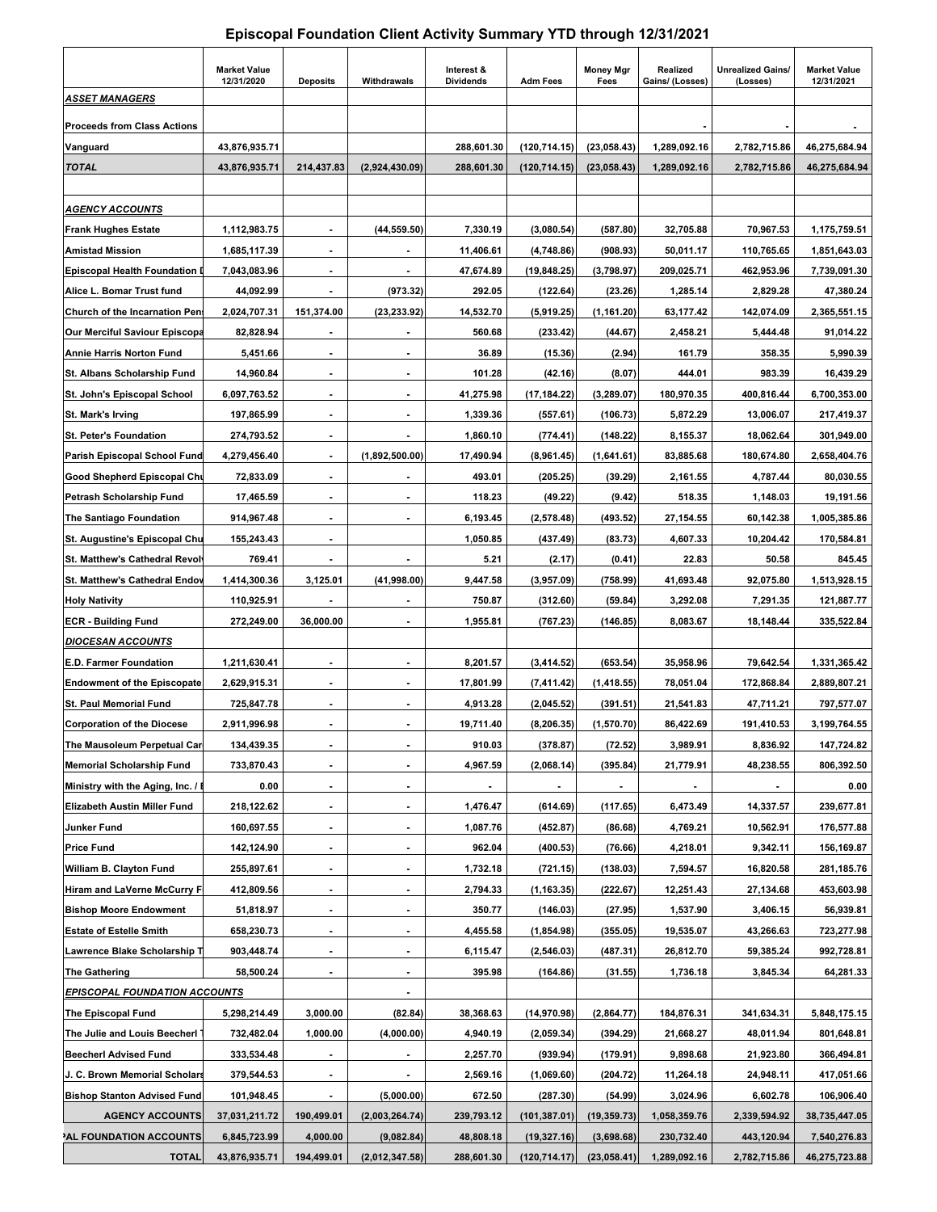# Episcopal Foundation Client Activity Summary YTD through 12/31/2021

| | Market Value 12/31/2020 | Deposits | Withdrawals | Interest & Dividends | Adm Fees | Money Mgr Fees | Realized Gains/ (Losses) | Unrealized Gains/ (Losses) | Market Value 12/31/2021 |
|---|---|---|---|---|---|---|---|---|---|
| ***ASSET MANAGERS*** | | | | | | | | | |
| **Proceeds from Class Actions** | | | | | | | - | - | - |
| **Vanguard** | 43,876,935.71 | | | 288,601.30 | (120,714.15) | (23,058.43) | 1,289,092.16 | 2,782,715.86 | 46,275,684.94 |
| ***TOTAL*** | 43,876,935.71 | 214,437.83 | (2,924,430.09) | 288,601.30 | (120,714.15) | (23,058.43) | 1,289,092.16 | 2,782,715.86 | 46,275,684.94 |
| | | | | | | | | | |
| ***AGENCY ACCOUNTS*** | | | | | | | | | |
| **Frank Hughes Estate** | 1,112,983.75 | - | (44,559.50) | 7,330.19 | (3,080.54) | (587.80) | 32,705.88 | 70,967.53 | 1,175,759.51 |
| **Amistad Mission** | 1,685,117.39 | - | - | 11,406.61 | (4,748.86) | (908.93) | 50,011.17 | 110,765.65 | 1,851,643.03 |
| **Episcopal Health Foundation I** | 7,043,083.96 | - | - | 47,674.89 | (19,848.25) | (3,798.97) | 209,025.71 | 462,953.96 | 7,739,091.30 |
| **Alice L. Bomar Trust fund** | 44,092.99 | - | (973.32) | 292.05 | (122.64) | (23.26) | 1,285.14 | 2,829.28 | 47,380.24 |
| **Church of the Incarnation Pen** | 2,024,707.31 | 151,374.00 | (23,233.92) | 14,532.70 | (5,919.25) | (1,161.20) | 63,177.42 | 142,074.09 | 2,365,551.15 |
| **Our Merciful Saviour Episcopa** | 82,828.94 | - | - | 560.68 | (233.42) | (44.67) | 2,458.21 | 5,444.48 | 91,014.22 |
| **Annie Harris Norton Fund** | 5,451.66 | - | - | 36.89 | (15.36) | (2.94) | 161.79 | 358.35 | 5,990.39 |
| **St. Albans Scholarship Fund** | 14,960.84 | - | - | 101.28 | (42.16) | (8.07) | 444.01 | 983.39 | 16,439.29 |
| **St. John's Episcopal School** | 6,097,763.52 | - | - | 41,275.98 | (17,184.22) | (3,289.07) | 180,970.35 | 400,816.44 | 6,700,353.00 |
| **St. Mark's Irving** | 197,865.99 | - | - | 1,339.36 | (557.61) | (106.73) | 5,872.29 | 13,006.07 | 217,419.37 |
| **St. Peter's Foundation** | 274,793.52 | - | - | 1,860.10 | (774.41) | (148.22) | 8,155.37 | 18,062.64 | 301,949.00 |
| **Parish Episcopal School Fund** | 4,279,456.40 | - | (1,892,500.00) | 17,490.94 | (8,961.45) | (1,641.61) | 83,885.68 | 180,674.80 | 2,658,404.76 |
| **Good Shepherd Episcopal Chu** | 72,833.09 | - | - | 493.01 | (205.25) | (39.29) | 2,161.55 | 4,787.44 | 80,030.55 |
| **Petrash Scholarship Fund** | 17,465.59 | - | - | 118.23 | (49.22) | (9.42) | 518.35 | 1,148.03 | 19,191.56 |
| **The Santiago Foundation** | 914,967.48 | - | - | 6,193.45 | (2,578.48) | (493.52) | 27,154.55 | 60,142.38 | 1,005,385.86 |
| **St. Augustine's Episcopal Chu** | 155,243.43 | - | | 1,050.85 | (437.49) | (83.73) | 4,607.33 | 10,204.42 | 170,584.81 |
| **St. Matthew's Cathedral Revol** | 769.41 | - | - | 5.21 | (2.17) | (0.41) | 22.83 | 50.58 | 845.45 |
| **St. Matthew's Cathedral Endov** | 1,414,300.36 | 3,125.01 | (41,998.00) | 9,447.58 | (3,957.09) | (758.99) | 41,693.48 | 92,075.80 | 1,513,928.15 |
| **Holy Nativity** | 110,925.91 | - | - | 750.87 | (312.60) | (59.84) | 3,292.08 | 7,291.35 | 121,887.77 |
| **ECR - Building Fund** | 272,249.00 | 36,000.00 | - | 1,955.81 | (767.23) | (146.85) | 8,083.67 | 18,148.44 | 335,522.84 |
| ***DIOCESAN ACCOUNTS*** | | | | | | | | | |
| **E.D. Farmer Foundation** | 1,211,630.41 | - | - | 8,201.57 | (3,414.52) | (653.54) | 35,958.96 | 79,642.54 | 1,331,365.42 |
| **Endowment of the Episcopate** | 2,629,915.31 | - | - | 17,801.99 | (7,411.42) | (1,418.55) | 78,051.04 | 172,868.84 | 2,889,807.21 |
| **St. Paul Memorial Fund** | 725,847.78 | - | - | 4,913.28 | (2,045.52) | (391.51) | 21,541.83 | 47,711.21 | 797,577.07 |
| **Corporation of the Diocese** | 2,911,996.98 | - | - | 19,711.40 | (8,206.35) | (1,570.70) | 86,422.69 | 191,410.53 | 3,199,764.55 |
| **The Mausoleum Perpetual Car** | 134,439.35 | - | - | 910.03 | (378.87) | (72.52) | 3,989.91 | 8,836.92 | 147,724.82 |
| **Memorial Scholarship Fund** | 733,870.43 | - | - | 4,967.59 | (2,068.14) | (395.84) | 21,779.91 | 48,238.55 | 806,392.50 |
| **Ministry with the Aging, Inc. / I** | 0.00 | - | - | - | - | - | - | - | 0.00 |
| **Elizabeth Austin Miller Fund** | 218,122.62 | - | - | 1,476.47 | (614.69) | (117.65) | 6,473.49 | 14,337.57 | 239,677.81 |
| **Junker Fund** | 160,697.55 | - | - | 1,087.76 | (452.87) | (86.68) | 4,769.21 | 10,562.91 | 176,577.88 |
| **Price Fund** | 142,124.90 | - | - | 962.04 | (400.53) | (76.66) | 4,218.01 | 9,342.11 | 156,169.87 |
| **William B. Clayton Fund** | 255,897.61 | - | - | 1,732.18 | (721.15) | (138.03) | 7,594.57 | 16,820.58 | 281,185.76 |
| **Hiram and LaVerne McCurry F** | 412,809.56 | - | - | 2,794.33 | (1,163.35) | (222.67) | 12,251.43 | 27,134.68 | 453,603.98 |
| **Bishop Moore Endowment** | 51,818.97 | - | - | 350.77 | (146.03) | (27.95) | 1,537.90 | 3,406.15 | 56,939.81 |
| **Estate of Estelle Smith** | 658,230.73 | - | - | 4,455.58 | (1,854.98) | (355.05) | 19,535.07 | 43,266.63 | 723,277.98 |
| **Lawrence Blake Scholarship T** | 903,448.74 | - | - | 6,115.47 | (2,546.03) | (487.31) | 26,812.70 | 59,385.24 | 992,728.81 |
| **The Gathering** | 58,500.24 | - | - | 395.98 | (164.86) | (31.55) | 1,736.18 | 3,845.34 | 64,281.33 |
| ***EPISCOPAL FOUNDATION ACCOUNTS*** | | | - | | | | | | |
| **The Episcopal Fund** | 5,298,214.49 | 3,000.00 | (82.84) | 38,368.63 | (14,970.98) | (2,864.77) | 184,876.31 | 341,634.31 | 5,848,175.15 |
| **The Julie and Louis Beecherl** | 732,482.04 | 1,000.00 | (4,000.00) | 4,940.19 | (2,059.34) | (394.29) | 21,668.27 | 48,011.94 | 801,648.81 |
| **Beecherl Advised Fund** | 333,534.48 | - | - | 2,257.70 | (939.94) | (179.91) | 9,898.68 | 21,923.80 | 366,494.81 |
| **J. C. Brown Memorial Scholars** | 379,544.53 | - | - | 2,569.16 | (1,069.60) | (204.72) | 11,264.18 | 24,948.11 | 417,051.66 |
| **Bishop Stanton Advised Fund** | 101,948.45 | - | (5,000.00) | 672.50 | (287.30) | (54.99) | 3,024.96 | 6,602.78 | 106,906.40 |
| **AGENCY ACCOUNTS** | 37,031,211.72 | 190,499.01 | (2,003,264.74) | 239,793.12 | (101,387.01) | (19,359.73) | 1,058,359.76 | 2,339,594.92 | 38,735,447.05 |
| **PAL FOUNDATION ACCOUNTS** | 6,845,723.99 | 4,000.00 | (9,082.84) | 48,808.18 | (19,327.16) | (3,698.68) | 230,732.40 | 443,120.94 | 7,540,276.83 |
| **TOTAL** | 43,876,935.71 | 194,499.01 | (2,012,347.58) | 288,601.30 | (120,714.17) | (23,058.41) | 1,289,092.16 | 2,782,715.86 | 46,275,723.88 |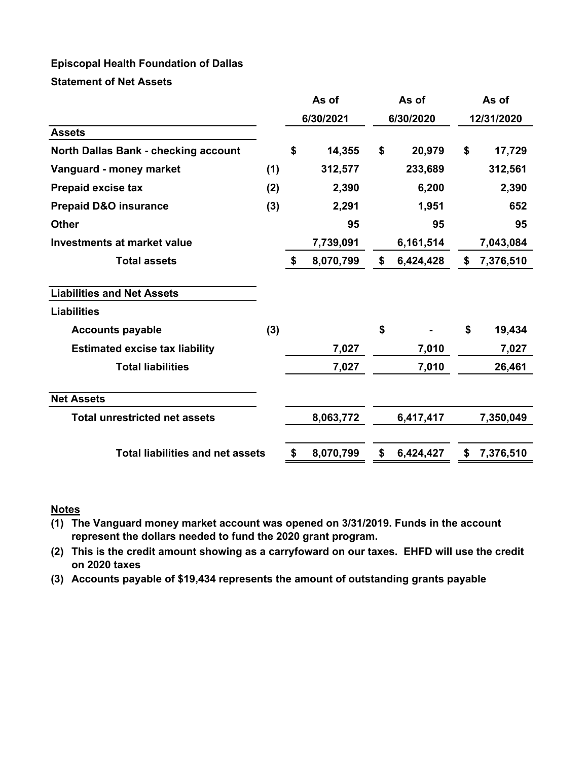**Episcopal Health Foundation of Dallas**

**Statement of Net Assets**

| | | As of 6/30/2021 | As of 6/30/2020 | As of 12/31/2020 |
|---|---|---|---|---|
| **Assets** | | | | |
| North Dallas Bank - checking account | | $ 14,355 | $ 20,979 | $ 17,729 |
| Vanguard - money market | (1) | 312,577 | 233,689 | 312,561 |
| Prepaid excise tax | (2) | 2,390 | 6,200 | 2,390 |
| Prepaid D&O insurance | (3) | 2,291 | 1,951 | 652 |
| Other | | 95 | 95 | 95 |
| Investments at market value | | 7,739,091 | 6,161,514 | 7,043,084 |
| **Total assets** | | $ 8,070,799 | $ 6,424,428 | $ 7,376,510 |
| **Liabilities and Net Assets** | | | | |
| **Liabilities** | | | | |
| Accounts payable | (3) | | $ - | $ 19,434 |
| Estimated excise tax liability | | 7,027 | 7,010 | 7,027 |
| **Total liabilities** | | 7,027 | 7,010 | 26,461 |
| **Net Assets** | | | | |
| Total unrestricted net assets | | 8,063,772 | 6,417,417 | 7,350,049 |
| **Total liabilities and net assets** | | $ 8,070,799 | $ 6,424,427 | $ 7,376,510 |

**Notes**

(1) The Vanguard money market account was opened on 3/31/2019. Funds in the account represent the dollars needed to fund the 2020 grant program.

(2) This is the credit amount showing as a carryfoward on our taxes. EHFD will use the credit on 2020 taxes

(3) Accounts payable of $19,434 represents the amount of outstanding grants payable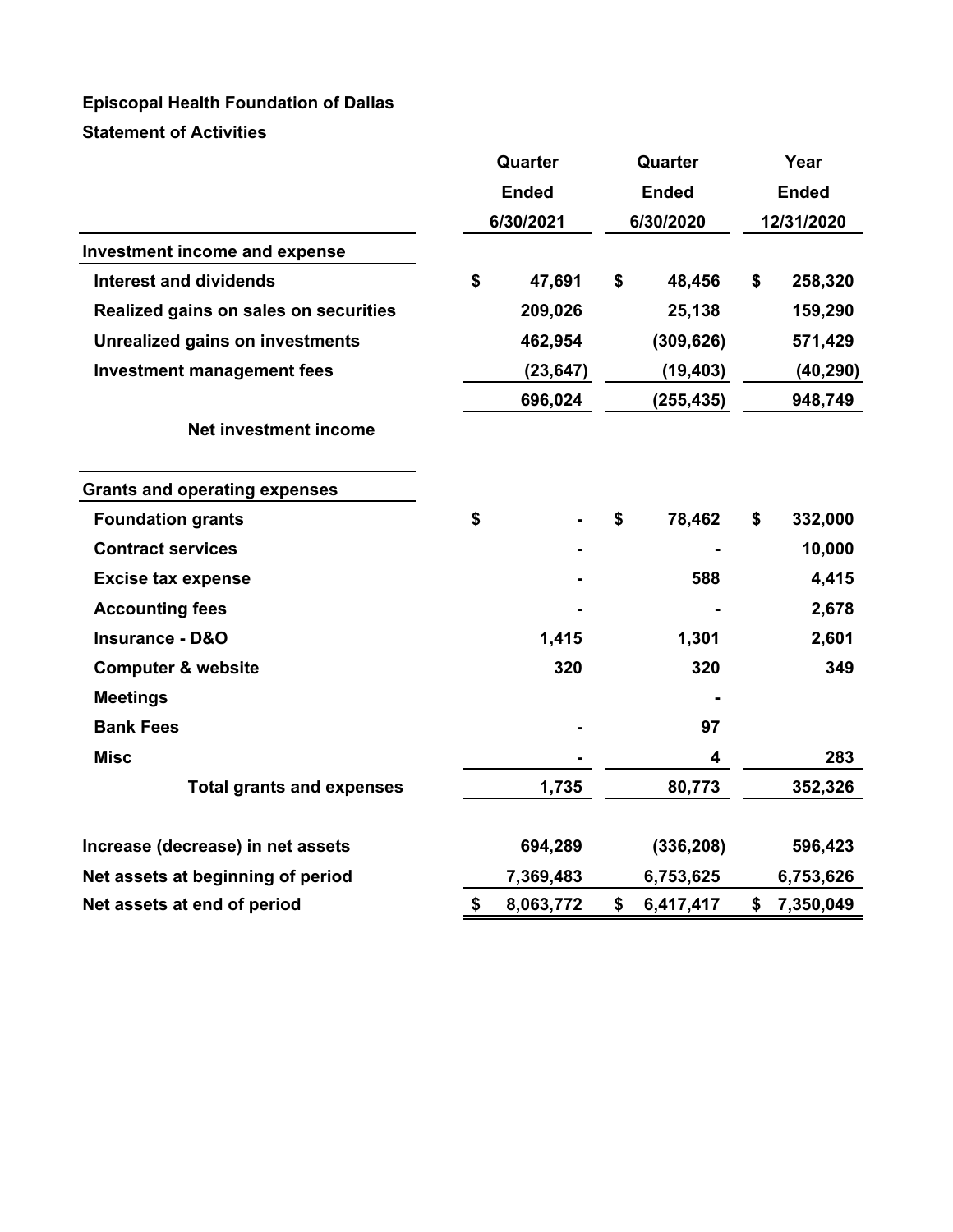**Episcopal Health Foundation of Dallas**

**Statement of Activities**

| | Quarter Ended 6/30/2021 | Quarter Ended 6/30/2020 | Year Ended 12/31/2020 |
|---|---|---|---|
| **Investment income and expense** | | | |
| Interest and dividends | $ 47,691 | $ 48,456 | $ 258,320 |
| Realized gains on sales on securities | 209,026 | 25,138 | 159,290 |
| Unrealized gains on investments | 462,954 | (309,626) | 571,429 |
| Investment management fees | (23,647) | (19,403) | (40,290) |
| | 696,024 | (255,435) | 948,749 |
| **Net investment income** | | | |
| **Grants and operating expenses** | | | |
| Foundation grants | $ - | $ 78,462 | $ 332,000 |
| Contract services | - | - | 10,000 |
| Excise tax expense | - | 588 | 4,415 |
| Accounting fees | - | - | 2,678 |
| Insurance - D&O | 1,415 | 1,301 | 2,601 |
| Computer & website | 320 | 320 | 349 |
| Meetings | | - | |
| Bank Fees | - | 97 | |
| Misc | - | 4 | 283 |
| **Total grants and expenses** | 1,735 | 80,773 | 352,326 |
| **Increase (decrease) in net assets** | 694,289 | (336,208) | 596,423 |
| **Net assets at beginning of period** | 7,369,483 | 6,753,625 | 6,753,626 |
| **Net assets at end of period** | $ 8,063,772 | $ 6,417,417 | $ 7,350,049 |